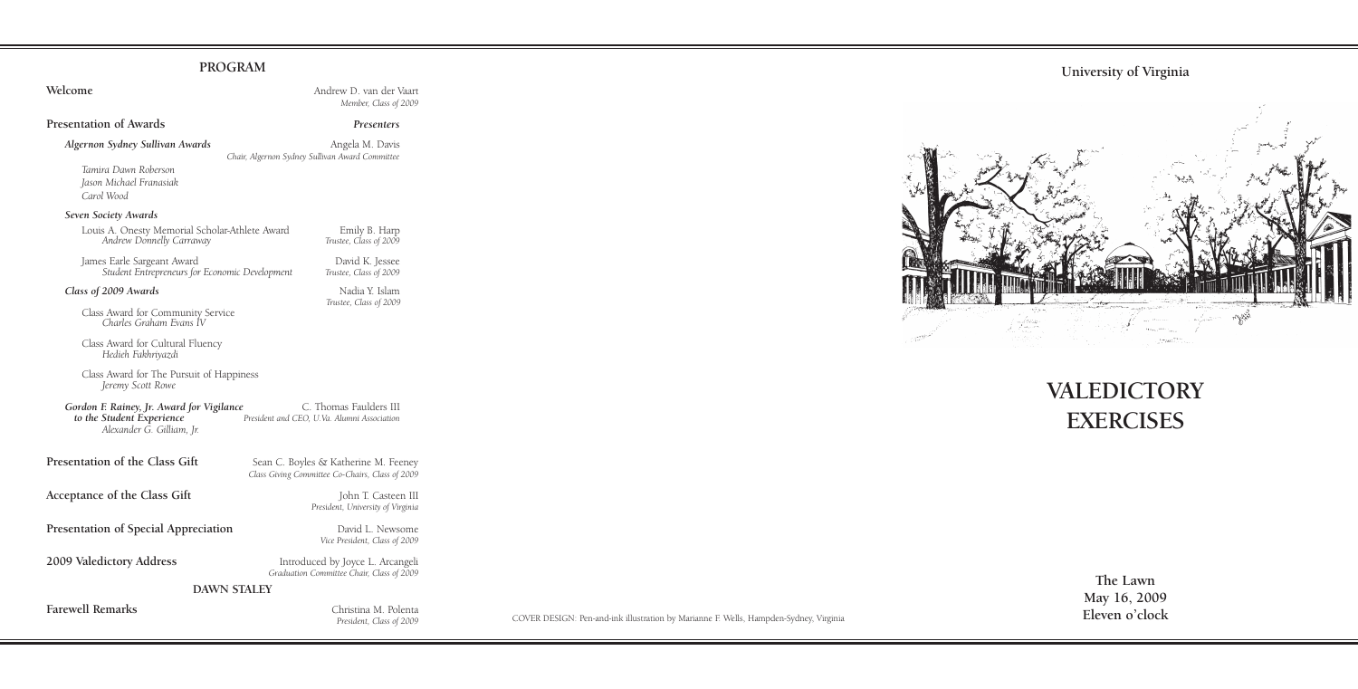## PROGRAM

**Welcome** — Andrew D. van der Vaart, *Member, Class of 2009*

**Presentation of Awards** — *Presenters*

***Algernon Sydney Sullivan Awards*** — Angela M. Davis, *Chair, Algernon Sydney Sullivan Award Committee*

*Tamira Dawn Roberson*
*Jason Michael Franasiak*
*Carol Wood*

***Seven Society Awards***

Louis A. Onesty Memorial Scholar-Athlete Award — Emily B. Harp, *Trustee, Class of 2009*
*Andrew Donnelly Carraway*

James Earle Sargeant Award — David K. Jessee, *Trustee, Class of 2009*
*Student Entrepreneurs for Economic Development*

***Class of 2009 Awards*** — Nadia Y. Islam, *Trustee, Class of 2009*

Class Award for Community Service
*Charles Graham Evans IV*

Class Award for Cultural Fluency
*Hedieh Fakhriyazdi*

Class Award for The Pursuit of Happiness
*Jeremy Scott Rowe*

***Gordon F. Rainey, Jr. Award for Vigilance to the Student Experience*** — C. Thomas Faulders III, *President and CEO, U.Va. Alumni Association*
*Alexander G. Gilliam, Jr.*

**Presentation of the Class Gift** — Sean C. Boyles & Katherine M. Feeney, *Class Giving Committee Co-Chairs, Class of 2009*

**Acceptance of the Class Gift** — John T. Casteen III, *President, University of Virginia*

**Presentation of Special Appreciation** — David L. Newsome, *Vice President, Class of 2009*

**2009 Valedictory Address** — Introduced by Joyce L. Arcangeli, *Graduation Committee Chair, Class of 2009*

**DAWN STALEY**

**Farewell Remarks** — Christina M. Polenta, *President, Class of 2009*

COVER DESIGN: Pen-and-ink illustration by Marianne F. Wells, Hampden-Sydney, Virginia

**University of Virginia**

# VALEDICTORY EXERCISES

**The Lawn**
**May 16, 2009**
**Eleven o'clock**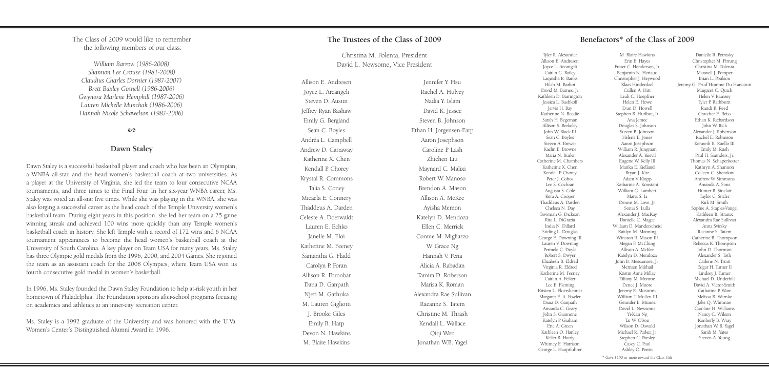The Class of 2009 would like to remember the following members of our class:

*William Barrow (1986-2008)*
*Shannon Lee Crouse (1981-2008)*
*Claudius Charles Dornier (1987-2007)*
*Brett Baxley Gosnell (1986-2006)*
*Gwynora Marlene Hemphill (1987-2006)*
*Lauren Michelle Munchak (1986-2006)*
*Hannah Nicole Schawelson (1987-2006)*

## Dawn Staley

Dawn Staley is a successful basketball player and coach who has been an Olympian, a WNBA all-star, and the head women's basketball coach at two universities. As a player at the University of Virginia, she led the team to four consecutive NCAA tournaments, and three times to the Final Four. In her six-year WNBA career, Ms. Staley was voted an all-star five times. While she was playing in the WNBA, she was also forging a successful career as the head coach of the Temple University women's basketball team. During eight years in this position, she led her team on a 25-game winning streak and achieved 100 wins more quickly than any Temple women's basketball coach in history. She left Temple with a record of 172 wins and 6 NCAA tournament appearances to become the head women's basketball coach at the University of South Carolina. A key player on Team USA for many years, Ms. Staley has three Olympic gold medals from the 1996, 2000, and 2004 Games. She rejoined the team as an assistant coach for the 2008 Olympics, where Team USA won its fourth consecutive gold medal in women's basketball.

In 1996, Ms. Staley founded the Dawn Staley Foundation to help at-risk youth in her hometown of Philadelphia. The Foundation sponsors after-school programs focusing on academics and athletics at an inner-city recreation center.

Ms. Staley is a 1992 graduate of the University and was honored with the U.Va. Women's Center's Distinguished Alumni Award in 1996.

## The Trustees of the Class of 2009

Christina M. Polenta, President
David L. Newsome, Vice President

Allison E. Andresen
Joyce L. Arcangeli
Steven D. Austin
Jeffrey Ryan Bashaw
Emily G. Bergland
Sean C. Boyles
Andréa L. Campbell
Andrew D. Carraway
Katherine X. Chen
Kendall P. Chorey
Krystal R. Commons
Talia S. Coney
Micaela E. Connery
Thaddeus A. Darden
Celeste A. Doerwaldt
Lauren E. Echko
Janelle M. Eloi
Katherine M. Feeney
Samantha G. Fladd
Carolyn P. Foran
Allison R. Foroobar
Dana D. Ganpath
Njeri M. Gathuka
M. Lauren Gigliotti
J. Brooke Giles
Emily B. Harp
Devon N. Hawkins
M. Blaire Hawkins
Jennifer Y. Hsu
Rachel A. Hulvey
Nadia Y. Islam
David K. Jessee
Steven B. Johnson
Ethan H. Jorgensen-Earp
Aaron Josephson
Caroline P. Lash
Zhichen Liu
Maynard C. Malixi
Robert W. Manoso
Brendon A. Mason
Allison A. McKee
Ayisha Memon
Katelyn D. Mendoza
Ellen C. Merrick
Connie M. Migliazzo
W. Grace Ng
Hannah V. Peria
Alicia A. Rabadan
Tamira D. Roberson
Marisa K. Roman
Alexandra Rae Sullivan
Raeanne S. Tatem
Christine M. Thrash
Kendall L. Wallace
Qiqi Wen
Jonathan W.B. Yagel

## Benefactors* of the Class of 2009

Tyler R. Alexander
Allison E. Andresen
Joyce L. Arcangeli
Caitlin G. Bailey
Laquisha R. Banks
Hilah M. Barbot
David M. Barnes, Jr.
Kathleen D. Barrington
Jessica L. Bashkoff
Jervis H. Bay
Katherine N. Beedie
Sarah H. Begeman
Allison S. Berkeley
John W. Black III
Sean C. Boyles
Steven A. Brewer
Kaelin E. Browne
Maria N. Burke
Catherine M. Chambers
Katherine X. Chen
Kendall P. Chorey
Peter J. Cobos
Lee S. Cochran
Augusta S. Cole
Kera A. Cooper
Thaddeus A. Darden
Chelsea N. Day
Bowman G. Dickson
Rita L. DiGrazia
India N. Dillard
Stirling L. Douglas
George E. Downing III
Lauren V. Downing
Permele C. Doyle
Robert S. Dwyer
Elizabeth B. Eldred
Virginia R. Eldred
Katherine M. Feeney
Caitlin A. Felker
Lee E. Fleming
Kristen L. Floersheimer
Margaret E. A. Fowler
Dana D. Ganpath
Amanda C. Geary
John S. Giannone
Katelyn P. Graham
Eric A. Green
Kathleen O. Hanley
Keller B. Hardy
Whitney E. Harrison
George L. Hauptfuhrer
M. Blaire Hawkins
Erin E. Hayes
Fraser C. Henderson, Jr.
Benjamin N. Heriaud
Christopher J. Heywood
Klaas Hinderdael
Cullen A. Hitt
Leah C. Hoepfner
Helen E. Howe
Evan D. Howell
Stephen B. Hurlbut, Jr.
Ana Jemec
Douglas S. Johnson
Steven B. Johnson
Helene E. Jones
Aaron Josephson
William R. Jungman
Alexander A. Keevil
Eugene W. Kelly III
Marika E. Kielland
Bryan J. Kitz
Adam V. Klopp
Katharine A. Konstant
William G. Lambert
Maria S. Li
Dennis M. Love, Jr.
Sonia S. Lulla
Alexander J. MacKay
Danielle C. Magee
William D. Manderscheid
Kaitlyn M. Manning
Winston R. Mason III
Megan F. McClung
Allison A. McKee
Katelyn D. Mendoza
John B. Messamore, Jr.
Merriam Mikhail
Kristin Anne Millay
Tiffany M. Monroe
Denee J. Moore
Jeremy R. Mostrom
William T. Mullen III
Gennifer E. Munoz
David L. Newsome
Yi-Xian Ng
Tai W. Olson
Wilson D. Oswald
Michael R. Parker, Jr.
Stephen C. Parsley
Casey C. Paul
Ashley O. Perrin
Danielle R. Petrosky
Christopher M. Pirrung
Christina M. Polenta
Maxwell J. Pomper
Brian L. Poulson
Jeremy G. Prud'Homme Du Hancourt
Margaret C. Quick
Helen V. Ramsey
Tyler P. Rathburn
Randi R. Reed
Crutcher E. Reiss
Ethan K. Richardson
John W. Rick
Alexander J. Robertson
Rachel E. Robinson
Kenneth B. Ruello III
Emily M. Rush
Paul H. Saunders, Jr.
Thomas N. Schaperkotter
Kathryn A. Shannon
Colleen C. Shendow
Andrew W. Simmons
Amanda A. Sims
Hunter B. Sinclair
Taylor C. Sitzler
Kirk M. Smith
Sophie A. Staples-Vangel
Kathleen B. Stranix
Alexandra Rae Sullivan
Anna Svitsky
Raeanne S. Tatem
Catherine B. Thompson
Rebecca K. Thompson
John D. Thornton
Alexander S. Toth
Carlene N. Truitt
Edgar H. Turner II
Lindsey J. Turner
Michael D. Underhill
David A. Victor-Smith
Catharine P. Ware
Melissa B. Warnke
Jake Q. Whitmire
Caroline H. Williams
Nancy C. Wilson
Kimberly B. Wray
Jonathan W. B. Yagel
Sarah M. Yates
Steven A. Young

\* Gave $150 or more toward the Class Gift